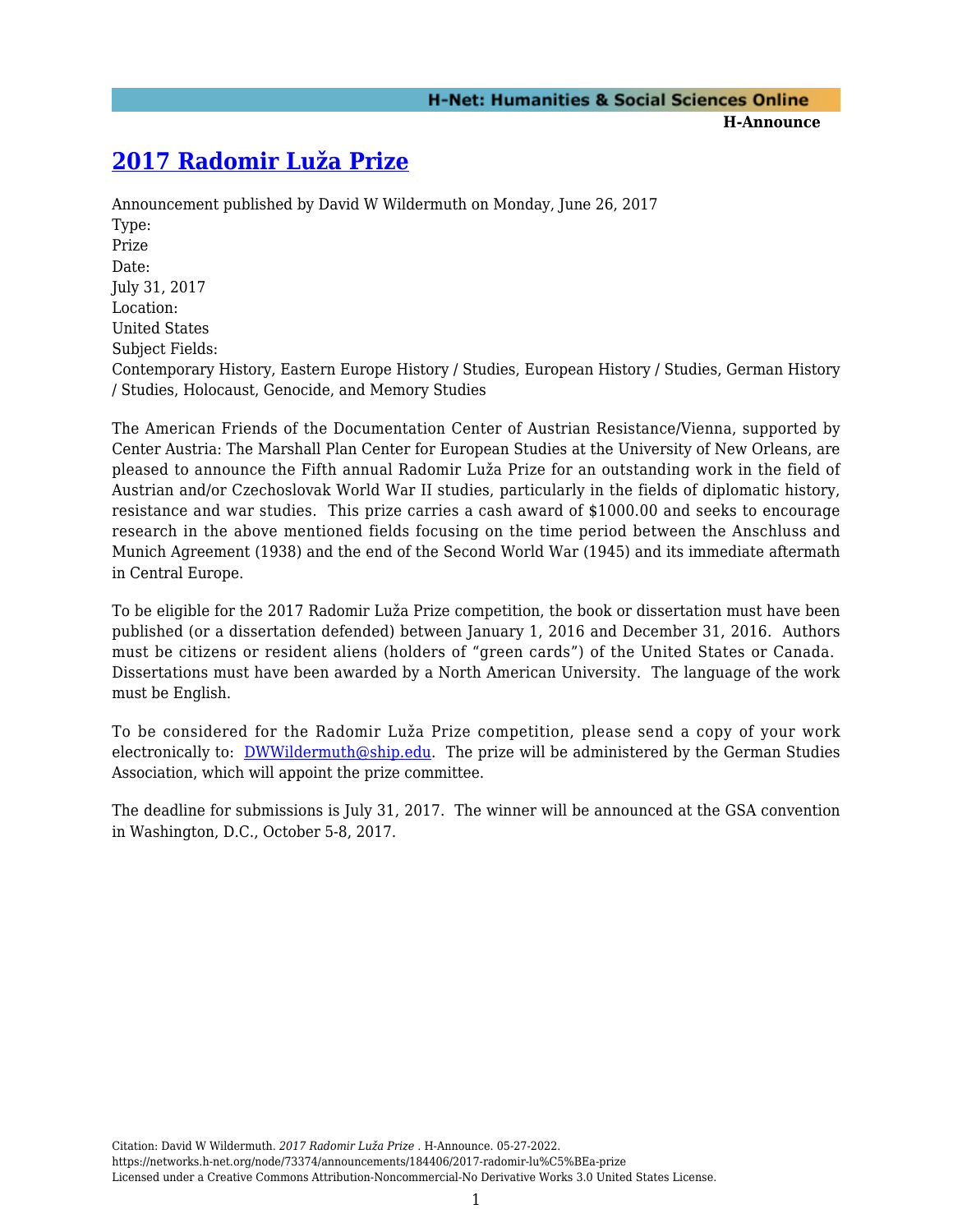# [2017 Radomir Luža Prize](https://networks.h-net.org/node/73374/announcements/184406/2017-radomir-lu%C5%BEa-prize)

Announcement published by David W Wildermuth on Monday, June 26, 2017

Type:
Prize

Date:
July 31, 2017

Location:
United States

Subject Fields:
Contemporary History, Eastern Europe History / Studies, European History / Studies, German History / Studies, Holocaust, Genocide, and Memory Studies

The American Friends of the Documentation Center of Austrian Resistance/Vienna, supported by Center Austria: The Marshall Plan Center for European Studies at the University of New Orleans, are pleased to announce the Fifth annual Radomir Luža Prize for an outstanding work in the field of Austrian and/or Czechoslovak World War II studies, particularly in the fields of diplomatic history, resistance and war studies. This prize carries a cash award of $1000.00 and seeks to encourage research in the above mentioned fields focusing on the time period between the Anschluss and Munich Agreement (1938) and the end of the Second World War (1945) and its immediate aftermath in Central Europe.

To be eligible for the 2017 Radomir Luža Prize competition, the book or dissertation must have been published (or a dissertation defended) between January 1, 2016 and December 31, 2016. Authors must be citizens or resident aliens (holders of "green cards") of the United States or Canada. Dissertations must have been awarded by a North American University. The language of the work must be English.

To be considered for the Radomir Luža Prize competition, please send a copy of your work electronically to: [DWWildermuth@ship.edu](mailto:DWWildermuth@ship.edu). The prize will be administered by the German Studies Association, which will appoint the prize committee.

The deadline for submissions is July 31, 2017. The winner will be announced at the GSA convention in Washington, D.C., October 5-8, 2017.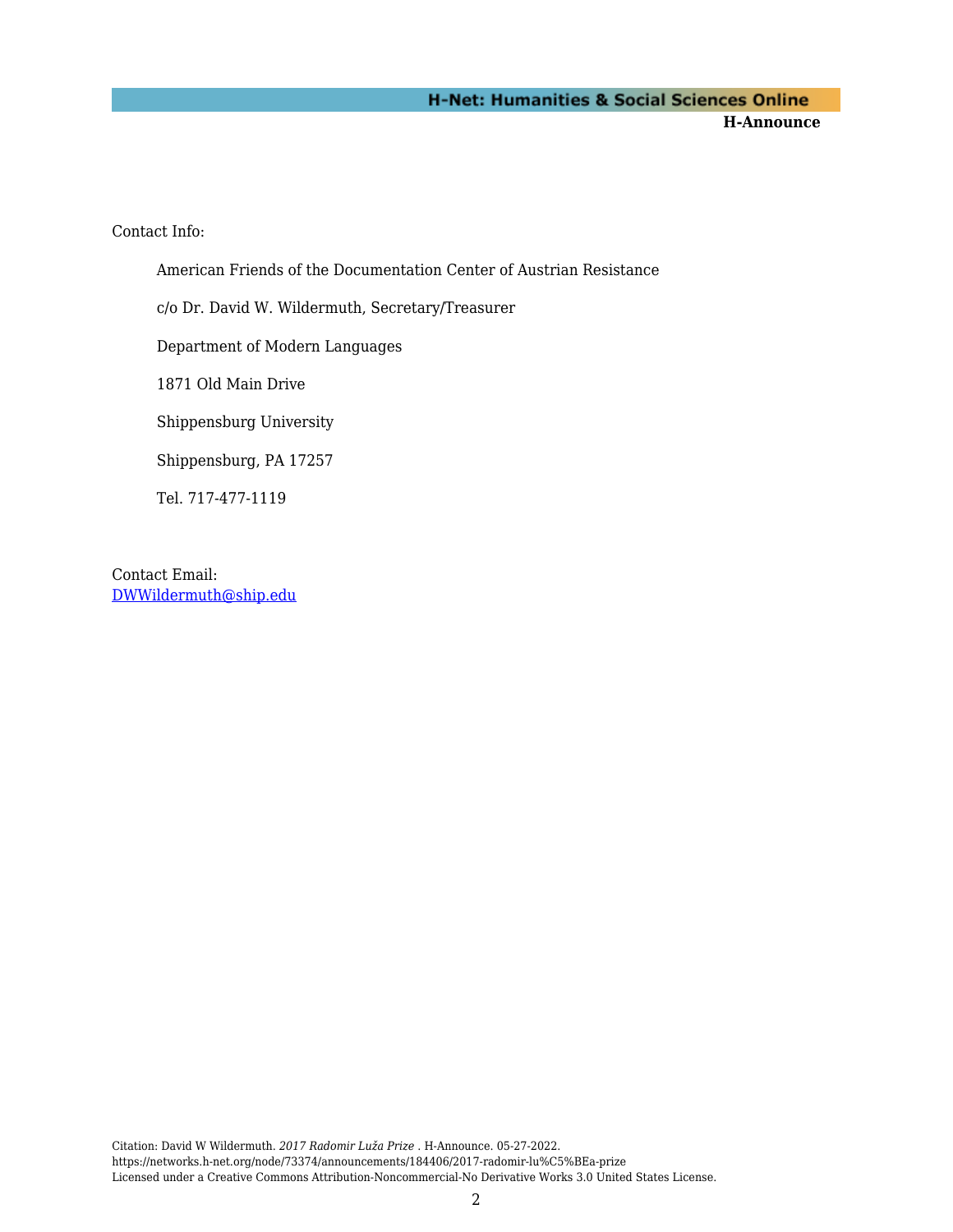Contact Info:

American Friends of the Documentation Center of Austrian Resistance

c/o Dr. David W. Wildermuth, Secretary/Treasurer

Department of Modern Languages

1871 Old Main Drive

Shippensburg University

Shippensburg, PA 17257

Tel. 717-477-1119

Contact Email:
DWWildermuth@ship.edu

Citation: David W Wildermuth. *2017 Radomir Luža Prize* . H-Announce. 05-27-2022.
https://networks.h-net.org/node/73374/announcements/184406/2017-radomir-lu%C5%BEa-prize
Licensed under a Creative Commons Attribution-Noncommercial-No Derivative Works 3.0 United States License.